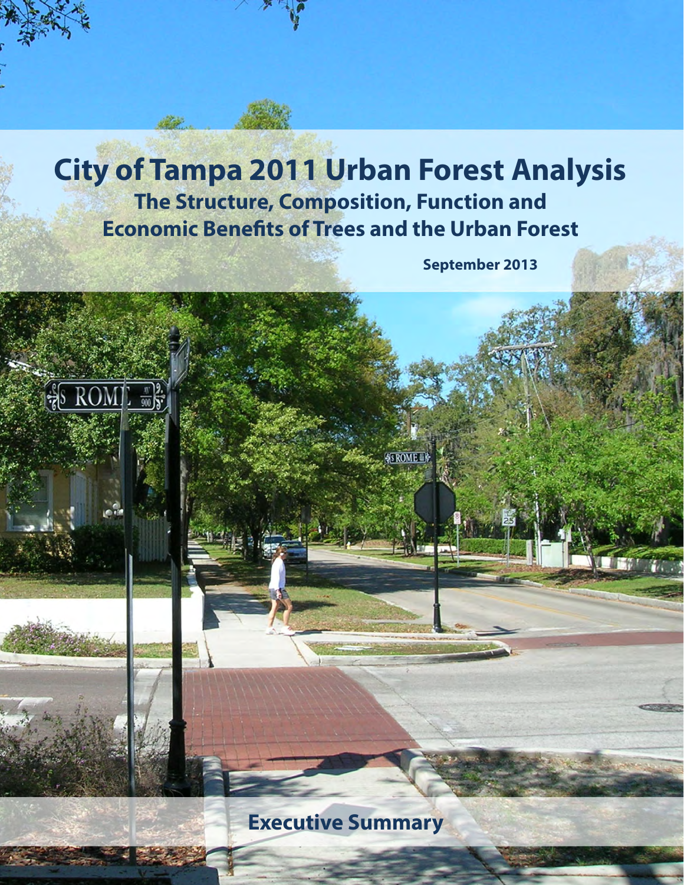# City of Tampa 2011 Urban Forest Analysis

## The Structure, Composition, Function and Economic Benefits of Trees and the Urban Forest

September 2013

## Executive Summary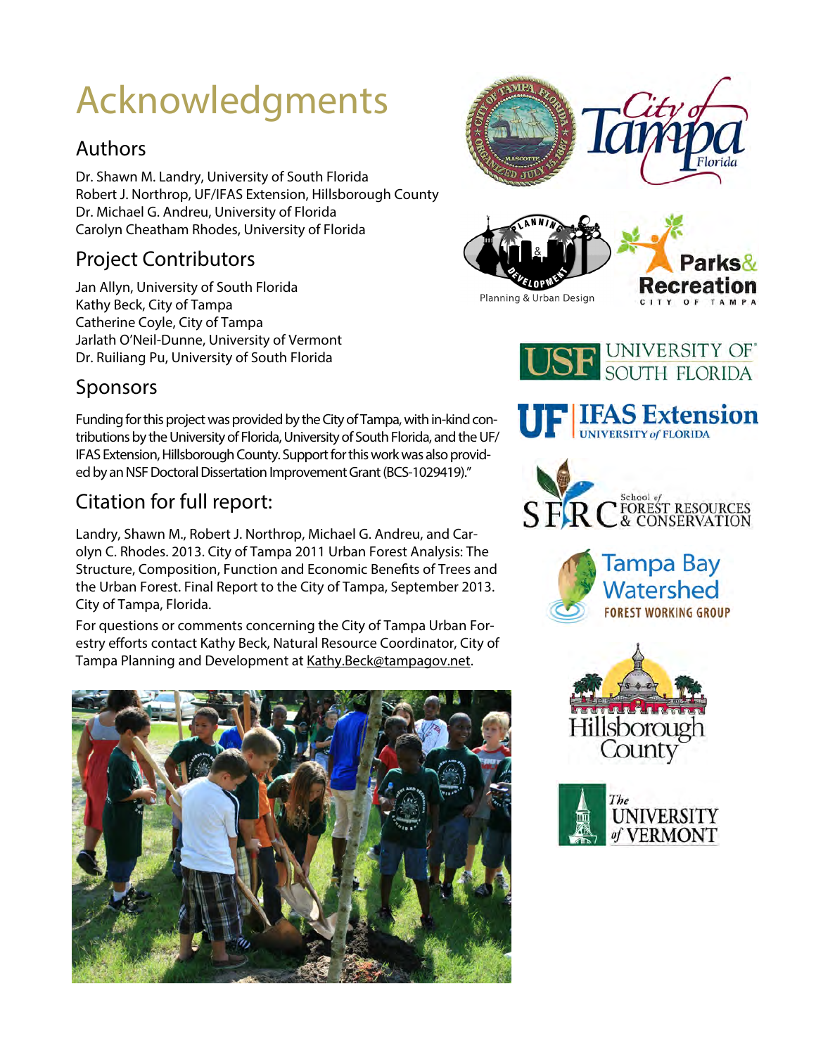# Acknowledgments

## Authors

Dr. Shawn M. Landry, University of South Florida
Robert J. Northrop, UF/IFAS Extension, Hillsborough County
Dr. Michael G. Andreu, University of Florida
Carolyn Cheatham Rhodes, University of Florida

## Project Contributors

Jan Allyn, University of South Florida
Kathy Beck, City of Tampa
Catherine Coyle, City of Tampa
Jarlath O'Neil-Dunne, University of Vermont
Dr. Ruiliang Pu, University of South Florida

## Sponsors

Funding for this project was provided by the City of Tampa, with in-kind contributions by the University of Florida, University of South Florida, and the UF/IFAS Extension, Hillsborough County. Support for this work was also provided by an NSF Doctoral Dissertation Improvement Grant (BCS-1029419)."

## Citation for full report:

Landry, Shawn M., Robert J. Northrop, Michael G. Andreu, and Carolyn C. Rhodes. 2013. City of Tampa 2011 Urban Forest Analysis: The Structure, Composition, Function and Economic Benefits of Trees and the Urban Forest. Final Report to the City of Tampa, September 2013. City of Tampa, Florida.

For questions or comments concerning the City of Tampa Urban Forestry efforts contact Kathy Beck, Natural Resource Coordinator, City of Tampa Planning and Development at Kathy.Beck@tampagov.net.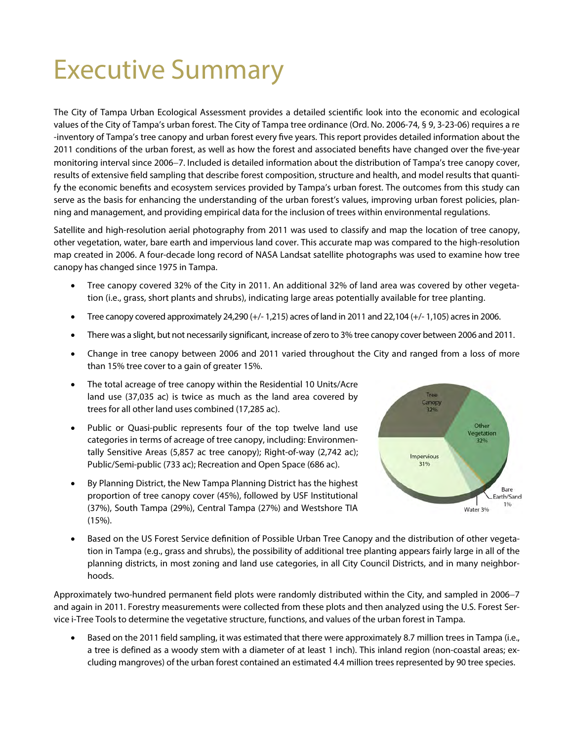# Executive Summary

The City of Tampa Urban Ecological Assessment provides a detailed scientific look into the economic and ecological values of the City of Tampa's urban forest. The City of Tampa tree ordinance (Ord. No. 2006-74, § 9, 3-23-06) requires a re-inventory of Tampa's tree canopy and urban forest every five years. This report provides detailed information about the 2011 conditions of the urban forest, as well as how the forest and associated benefits have changed over the five-year monitoring interval since 2006–7. Included is detailed information about the distribution of Tampa's tree canopy cover, results of extensive field sampling that describe forest composition, structure and health, and model results that quantify the economic benefits and ecosystem services provided by Tampa's urban forest. The outcomes from this study can serve as the basis for enhancing the understanding of the urban forest's values, improving urban forest policies, planning and management, and providing empirical data for the inclusion of trees within environmental regulations.

Satellite and high-resolution aerial photography from 2011 was used to classify and map the location of tree canopy, other vegetation, water, bare earth and impervious land cover. This accurate map was compared to the high-resolution map created in 2006. A four-decade long record of NASA Landsat satellite photographs was used to examine how tree canopy has changed since 1975 in Tampa.

- Tree canopy covered 32% of the City in 2011. An additional 32% of land area was covered by other vegetation (i.e., grass, short plants and shrubs), indicating large areas potentially available for tree planting.
- Tree canopy covered approximately 24,290 (+/- 1,215) acres of land in 2011 and 22,104 (+/- 1,105) acres in 2006.
- There was a slight, but not necessarily significant, increase of zero to 3% tree canopy cover between 2006 and 2011.
- Change in tree canopy between 2006 and 2011 varied throughout the City and ranged from a loss of more than 15% tree cover to a gain of greater 15%.
- The total acreage of tree canopy within the Residential 10 Units/Acre land use (37,035 ac) is twice as much as the land area covered by trees for all other land uses combined (17,285 ac).
- Public or Quasi-public represents four of the top twelve land use categories in terms of acreage of tree canopy, including: Environmentally Sensitive Areas (5,857 ac tree canopy); Right-of-way (2,742 ac); Public/Semi-public (733 ac); Recreation and Open Space (686 ac).
- By Planning District, the New Tampa Planning District has the highest proportion of tree canopy cover (45%), followed by USF Institutional (37%), South Tampa (29%), Central Tampa (27%) and Westshore TIA (15%).

Tree Canopy 32%, Other Vegetation 32%, Impervious 31%, Water 3%, Bare Earth/Sand 1%

- Based on the US Forest Service definition of Possible Urban Tree Canopy and the distribution of other vegetation in Tampa (e.g., grass and shrubs), the possibility of additional tree planting appears fairly large in all of the planning districts, in most zoning and land use categories, in all City Council Districts, and in many neighborhoods.

Approximately two-hundred permanent field plots were randomly distributed within the City, and sampled in 2006–7 and again in 2011. Forestry measurements were collected from these plots and then analyzed using the U.S. Forest Service i-Tree Tools to determine the vegetative structure, functions, and values of the urban forest in Tampa.

- Based on the 2011 field sampling, it was estimated that there were approximately 8.7 million trees in Tampa (i.e., a tree is defined as a woody stem with a diameter of at least 1 inch). This inland region (non-coastal areas; excluding mangroves) of the urban forest contained an estimated 4.4 million trees represented by 90 tree species.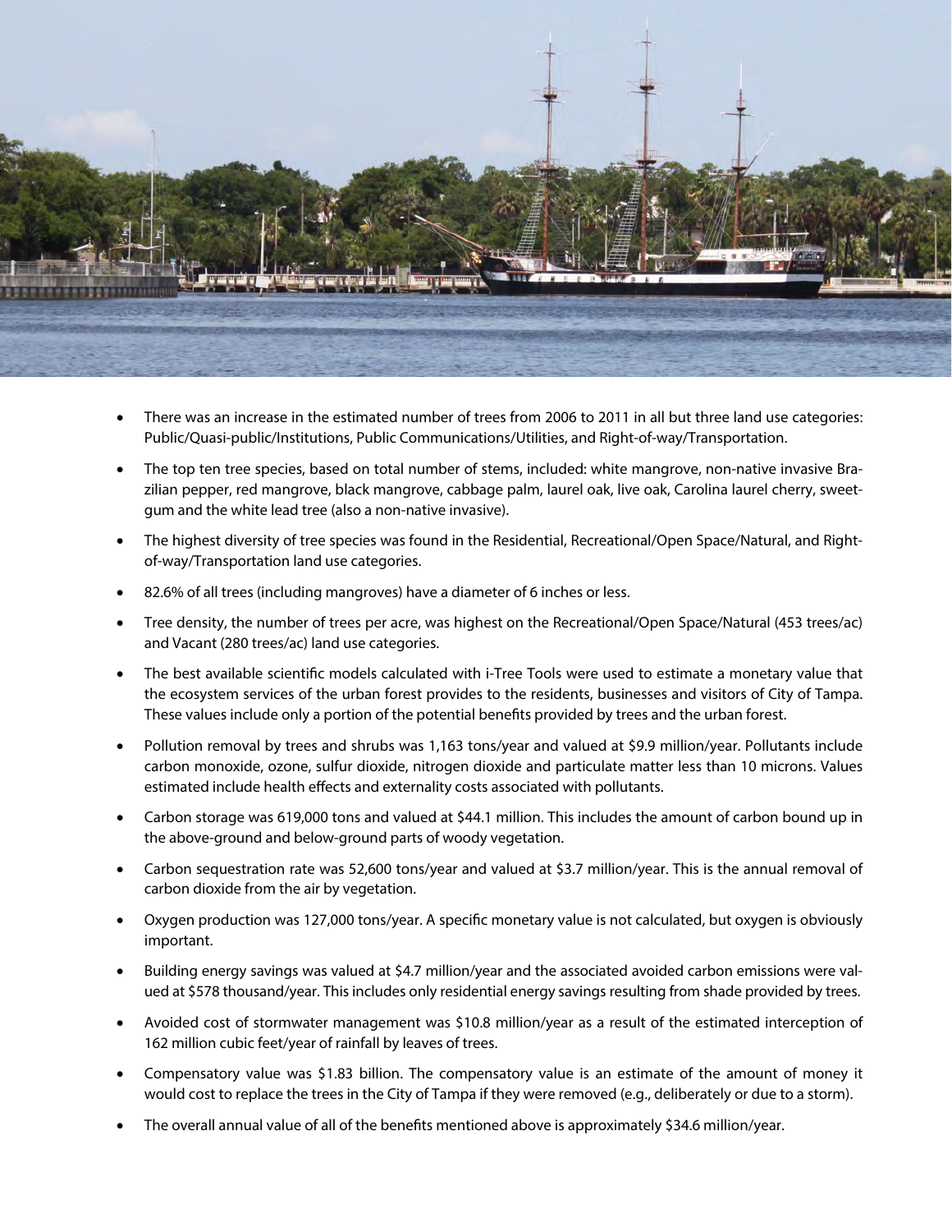- There was an increase in the estimated number of trees from 2006 to 2011 in all but three land use categories: Public/Quasi-public/Institutions, Public Communications/Utilities, and Right-of-way/Transportation.
- The top ten tree species, based on total number of stems, included: white mangrove, non-native invasive Brazilian pepper, red mangrove, black mangrove, cabbage palm, laurel oak, live oak, Carolina laurel cherry, sweetgum and the white lead tree (also a non-native invasive).
- The highest diversity of tree species was found in the Residential, Recreational/Open Space/Natural, and Right-of-way/Transportation land use categories.
- 82.6% of all trees (including mangroves) have a diameter of 6 inches or less.
- Tree density, the number of trees per acre, was highest on the Recreational/Open Space/Natural (453 trees/ac) and Vacant (280 trees/ac) land use categories.
- The best available scientific models calculated with i-Tree Tools were used to estimate a monetary value that the ecosystem services of the urban forest provides to the residents, businesses and visitors of City of Tampa. These values include only a portion of the potential benefits provided by trees and the urban forest.
- Pollution removal by trees and shrubs was 1,163 tons/year and valued at $9.9 million/year. Pollutants include carbon monoxide, ozone, sulfur dioxide, nitrogen dioxide and particulate matter less than 10 microns. Values estimated include health effects and externality costs associated with pollutants.
- Carbon storage was 619,000 tons and valued at $44.1 million. This includes the amount of carbon bound up in the above-ground and below-ground parts of woody vegetation.
- Carbon sequestration rate was 52,600 tons/year and valued at $3.7 million/year. This is the annual removal of carbon dioxide from the air by vegetation.
- Oxygen production was 127,000 tons/year. A specific monetary value is not calculated, but oxygen is obviously important.
- Building energy savings was valued at $4.7 million/year and the associated avoided carbon emissions were valued at $578 thousand/year. This includes only residential energy savings resulting from shade provided by trees.
- Avoided cost of stormwater management was $10.8 million/year as a result of the estimated interception of 162 million cubic feet/year of rainfall by leaves of trees.
- Compensatory value was $1.83 billion. The compensatory value is an estimate of the amount of money it would cost to replace the trees in the City of Tampa if they were removed (e.g., deliberately or due to a storm).
- The overall annual value of all of the benefits mentioned above is approximately $34.6 million/year.